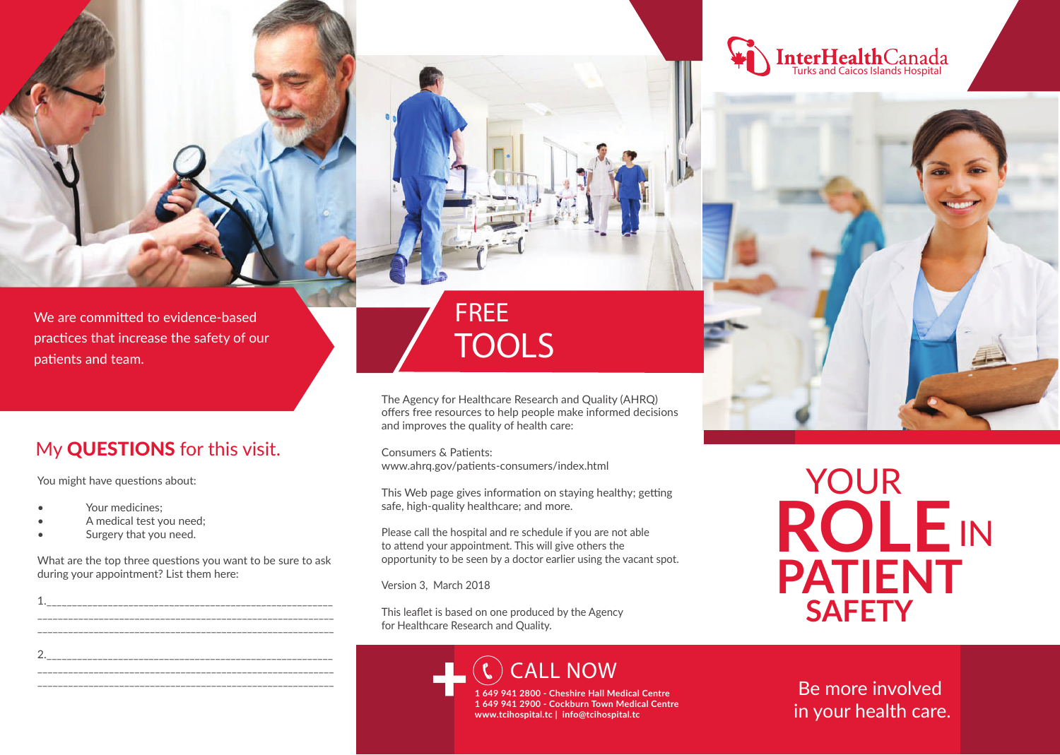We are committed to evidence-based practices that increase the safety of our patients and team.

## My **QUESTIONS** for this visit.

You might have questions about:

- Your medicines;
- A medical test you need;
- Surgery that you need.

What are the top three questions you want to be sure to ask during your appointment? List them here:

1.______________________________________________________
_________________________________________________________
_________________________________________________________

2.______________________________________________________
_________________________________________________________
_________________________________________________________

## FREE TOOLS

The Agency for Healthcare Research and Quality (AHRQ) offers free resources to help people make informed decisions and improves the quality of health care:

Consumers & Patients:
www.ahrq.gov/patients-consumers/index.html

This Web page gives information on staying healthy; getting safe, high-quality healthcare; and more.

Please call the hospital and re schedule if you are not able to attend your appointment. This will give others the opportunity to be seen by a doctor earlier using the vacant spot.

Version 3, March 2018

This leaflet is based on one produced by the Agency for Healthcare Research and Quality.

### CALL NOW

**1 649 941 2800 - Cheshire Hall Medical Centre**
**1 649 941 2900 - Cockburn Town Medical Centre**
**www.tcihospital.tc | info@tcihospital.tc**

InterHealthCanada
Turks and Caicos Islands Hospital

# YOUR ROLE IN PATIENT SAFETY

Be more involved in your health care.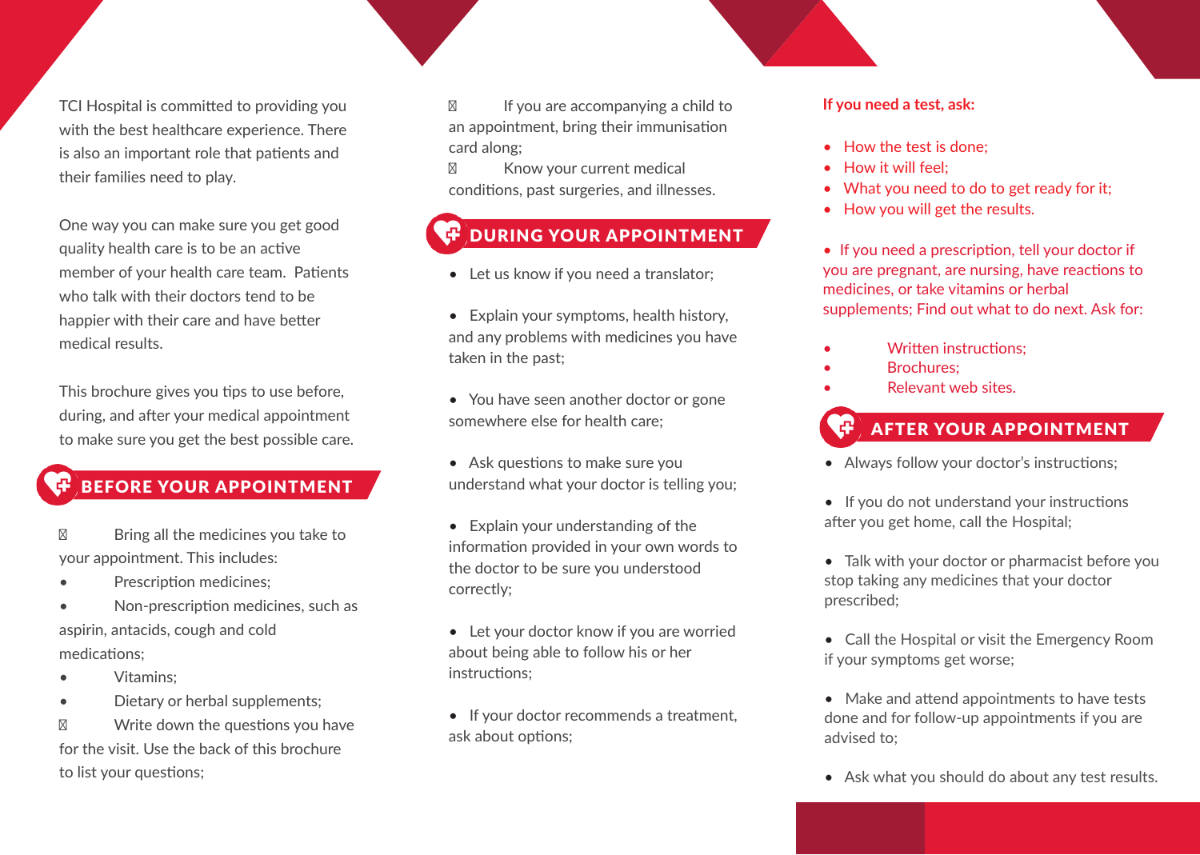TCI Hospital is committed to providing you with the best healthcare experience. There is also an important role that patients and their families need to play.

One way you can make sure you get good quality health care is to be an active member of your health care team. Patients who talk with their doctors tend to be happier with their care and have better medical results.

This brochure gives you tips to use before, during, and after your medical appointment to make sure you get the best possible care.

## BEFORE YOUR APPOINTMENT

- Bring all the medicines you take to your appointment. This includes:
  - Prescription medicines;
  - Non-prescription medicines, such as aspirin, antacids, cough and cold medications;
  - Vitamins;
  - Dietary or herbal supplements;
- Write down the questions you have for the visit. Use the back of this brochure to list your questions;
- If you are accompanying a child to an appointment, bring their immunisation card along;
- Know your current medical conditions, past surgeries, and illnesses.

## DURING YOUR APPOINTMENT

- Let us know if you need a translator;
- Explain your symptoms, health history, and any problems with medicines you have taken in the past;
- You have seen another doctor or gone somewhere else for health care;
- Ask questions to make sure you understand what your doctor is telling you;
- Explain your understanding of the information provided in your own words to the doctor to be sure you understood correctly;
- Let your doctor know if you are worried about being able to follow his or her instructions;
- If your doctor recommends a treatment, ask about options;

**If you need a test, ask:**

- How the test is done;
- How it will feel;
- What you need to do to get ready for it;
- How you will get the results.

- If you need a prescription, tell your doctor if you are pregnant, are nursing, have reactions to medicines, or take vitamins or herbal supplements; Find out what to do next. Ask for:
  - Written instructions;
  - Brochures;
  - Relevant web sites.

## AFTER YOUR APPOINTMENT

- Always follow your doctor's instructions;
- If you do not understand your instructions after you get home, call the Hospital;
- Talk with your doctor or pharmacist before you stop taking any medicines that your doctor prescribed;
- Call the Hospital or visit the Emergency Room if your symptoms get worse;
- Make and attend appointments to have tests done and for follow-up appointments if you are advised to;
- Ask what you should do about any test results.